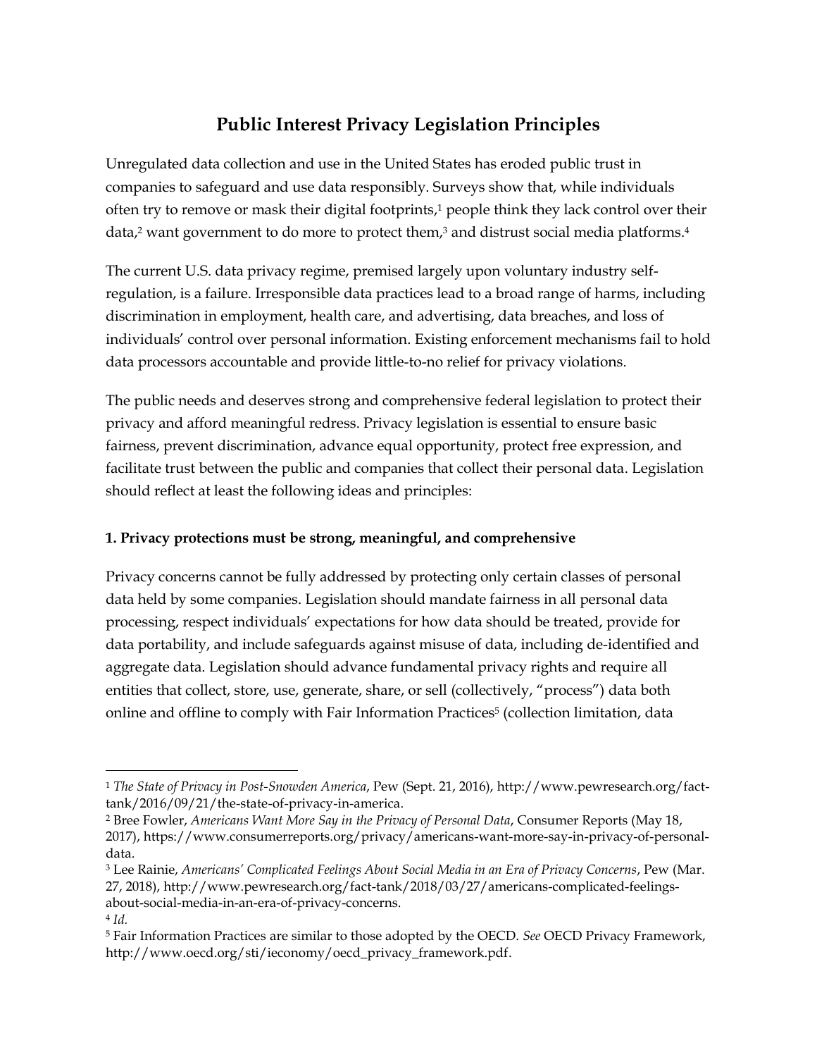# Public Interest Privacy Legislation Principles

Unregulated data collection and use in the United States has eroded public trust in companies to safeguard and use data responsibly. Surveys show that, while individuals often try to remove or mask their digital footprints,[1] people think they lack control over their data,[2] want government to do more to protect them,[3] and distrust social media platforms.[4]

The current U.S. data privacy regime, premised largely upon voluntary industry self-regulation, is a failure. Irresponsible data practices lead to a broad range of harms, including discrimination in employment, health care, and advertising, data breaches, and loss of individuals' control over personal information. Existing enforcement mechanisms fail to hold data processors accountable and provide little-to-no relief for privacy violations.

The public needs and deserves strong and comprehensive federal legislation to protect their privacy and afford meaningful redress. Privacy legislation is essential to ensure basic fairness, prevent discrimination, advance equal opportunity, protect free expression, and facilitate trust between the public and companies that collect their personal data. Legislation should reflect at least the following ideas and principles:

### 1. Privacy protections must be strong, meaningful, and comprehensive

Privacy concerns cannot be fully addressed by protecting only certain classes of personal data held by some companies. Legislation should mandate fairness in all personal data processing, respect individuals' expectations for how data should be treated, provide for data portability, and include safeguards against misuse of data, including de-identified and aggregate data. Legislation should advance fundamental privacy rights and require all entities that collect, store, use, generate, share, or sell (collectively, "process") data both online and offline to comply with Fair Information Practices[5] (collection limitation, data

---

[1] *The State of Privacy in Post-Snowden America*, Pew (Sept. 21, 2016), http://www.pewresearch.org/fact-tank/2016/09/21/the-state-of-privacy-in-america.

[2] Bree Fowler, *Americans Want More Say in the Privacy of Personal Data*, Consumer Reports (May 18, 2017), https://www.consumerreports.org/privacy/americans-want-more-say-in-privacy-of-personal-data.

[3] Lee Rainie, *Americans' Complicated Feelings About Social Media in an Era of Privacy Concerns*, Pew (Mar. 27, 2018), http://www.pewresearch.org/fact-tank/2018/03/27/americans-complicated-feelings-about-social-media-in-an-era-of-privacy-concerns.

[4] *Id.*

[5] Fair Information Practices are similar to those adopted by the OECD. *See* OECD Privacy Framework, http://www.oecd.org/sti/ieconomy/oecd_privacy_framework.pdf.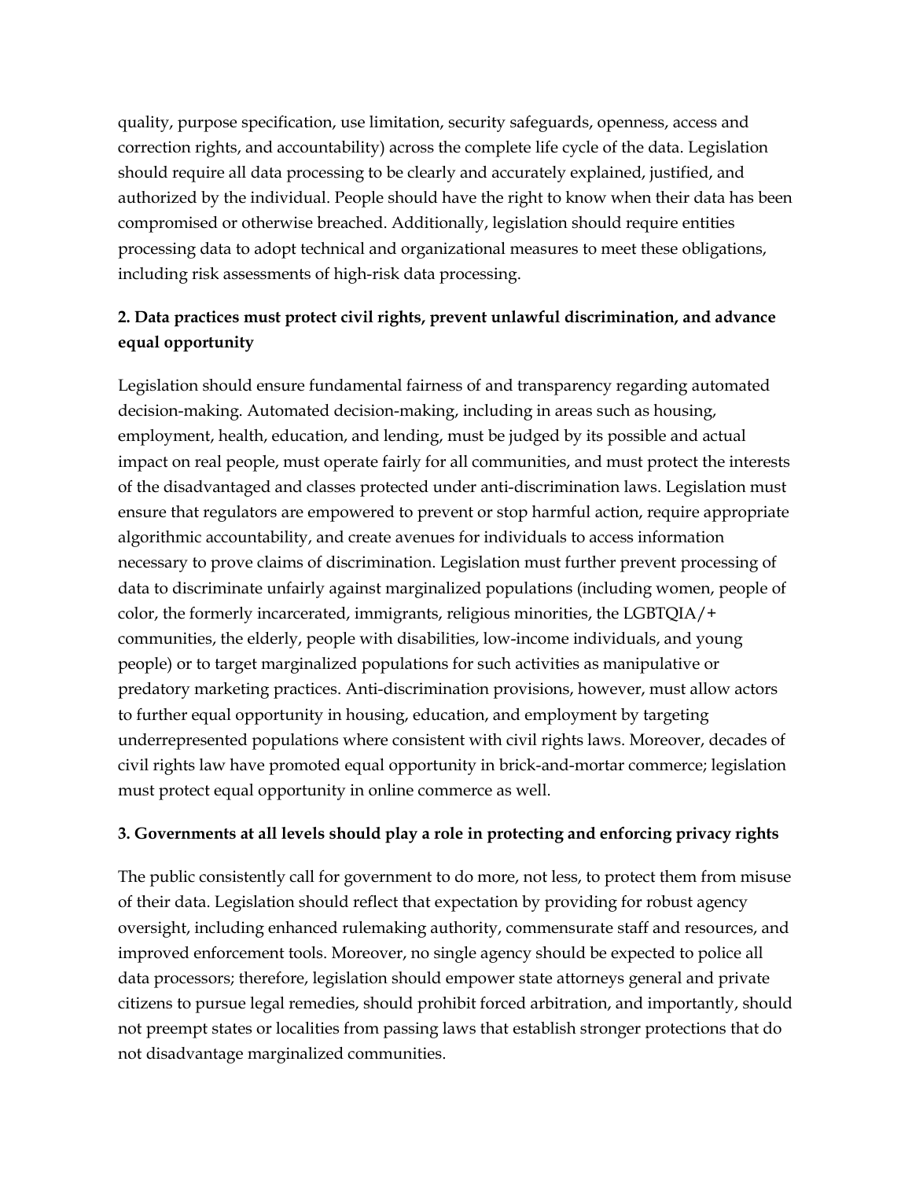quality, purpose specification, use limitation, security safeguards, openness, access and correction rights, and accountability) across the complete life cycle of the data. Legislation should require all data processing to be clearly and accurately explained, justified, and authorized by the individual. People should have the right to know when their data has been compromised or otherwise breached. Additionally, legislation should require entities processing data to adopt technical and organizational measures to meet these obligations, including risk assessments of high-risk data processing.

**2. Data practices must protect civil rights, prevent unlawful discrimination, and advance equal opportunity**

Legislation should ensure fundamental fairness of and transparency regarding automated decision-making. Automated decision-making, including in areas such as housing, employment, health, education, and lending, must be judged by its possible and actual impact on real people, must operate fairly for all communities, and must protect the interests of the disadvantaged and classes protected under anti-discrimination laws. Legislation must ensure that regulators are empowered to prevent or stop harmful action, require appropriate algorithmic accountability, and create avenues for individuals to access information necessary to prove claims of discrimination. Legislation must further prevent processing of data to discriminate unfairly against marginalized populations (including women, people of color, the formerly incarcerated, immigrants, religious minorities, the LGBTQIA/+ communities, the elderly, people with disabilities, low-income individuals, and young people) or to target marginalized populations for such activities as manipulative or predatory marketing practices. Anti-discrimination provisions, however, must allow actors to further equal opportunity in housing, education, and employment by targeting underrepresented populations where consistent with civil rights laws. Moreover, decades of civil rights law have promoted equal opportunity in brick-and-mortar commerce; legislation must protect equal opportunity in online commerce as well.

**3. Governments at all levels should play a role in protecting and enforcing privacy rights**

The public consistently call for government to do more, not less, to protect them from misuse of their data. Legislation should reflect that expectation by providing for robust agency oversight, including enhanced rulemaking authority, commensurate staff and resources, and improved enforcement tools. Moreover, no single agency should be expected to police all data processors; therefore, legislation should empower state attorneys general and private citizens to pursue legal remedies, should prohibit forced arbitration, and importantly, should not preempt states or localities from passing laws that establish stronger protections that do not disadvantage marginalized communities.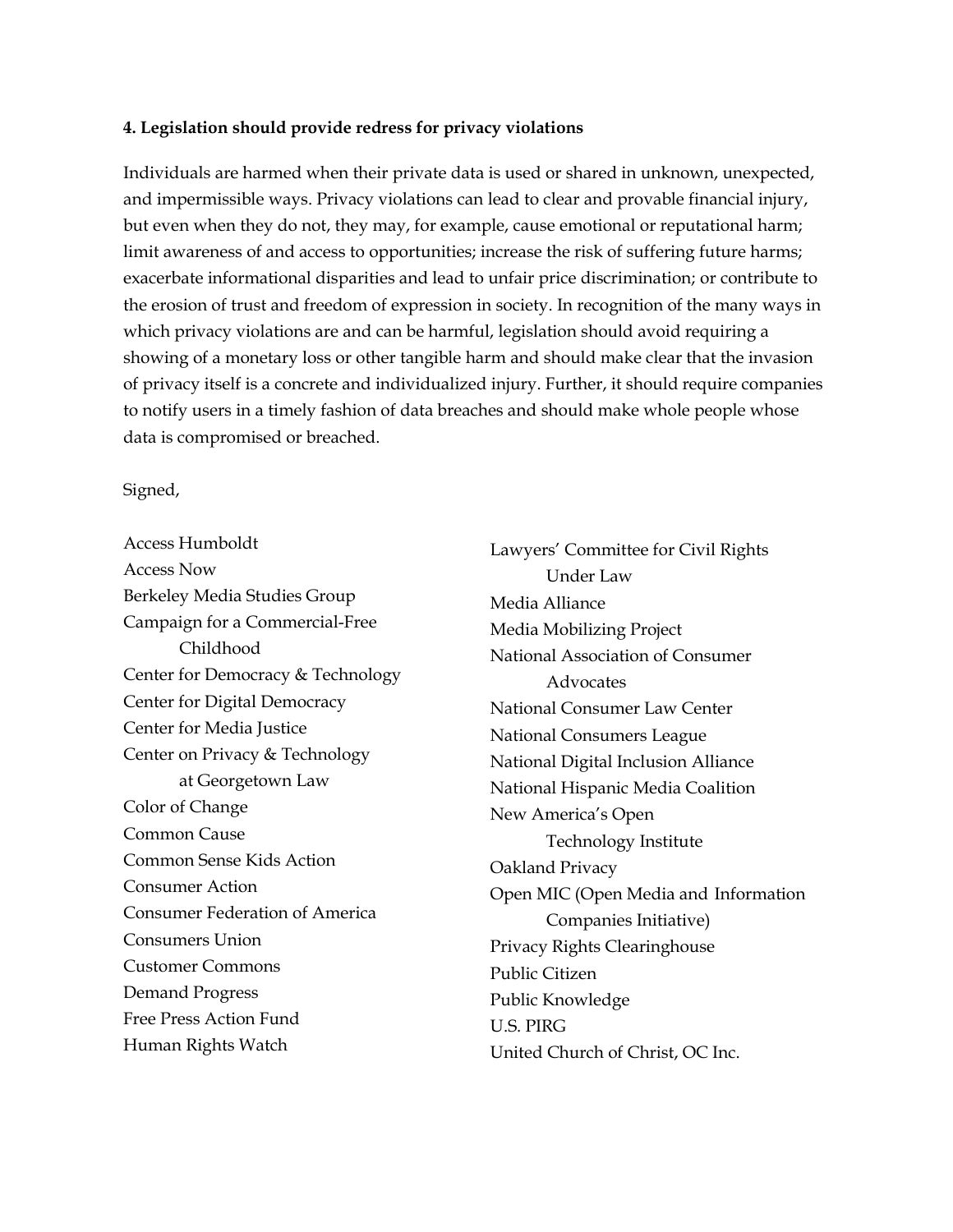**4. Legislation should provide redress for privacy violations**

Individuals are harmed when their private data is used or shared in unknown, unexpected, and impermissible ways. Privacy violations can lead to clear and provable financial injury, but even when they do not, they may, for example, cause emotional or reputational harm; limit awareness of and access to opportunities; increase the risk of suffering future harms; exacerbate informational disparities and lead to unfair price discrimination; or contribute to the erosion of trust and freedom of expression in society. In recognition of the many ways in which privacy violations are and can be harmful, legislation should avoid requiring a showing of a monetary loss or other tangible harm and should make clear that the invasion of privacy itself is a concrete and individualized injury. Further, it should require companies to notify users in a timely fashion of data breaches and should make whole people whose data is compromised or breached.

Signed,

Access Humboldt
Access Now
Berkeley Media Studies Group
Campaign for a Commercial-Free Childhood
Center for Democracy & Technology
Center for Digital Democracy
Center for Media Justice
Center on Privacy & Technology at Georgetown Law
Color of Change
Common Cause
Common Sense Kids Action
Consumer Action
Consumer Federation of America
Consumers Union
Customer Commons
Demand Progress
Free Press Action Fund
Human Rights Watch
Lawyers' Committee for Civil Rights Under Law
Media Alliance
Media Mobilizing Project
National Association of Consumer Advocates
National Consumer Law Center
National Consumers League
National Digital Inclusion Alliance
National Hispanic Media Coalition
New America's Open Technology Institute
Oakland Privacy
Open MIC (Open Media and Information Companies Initiative)
Privacy Rights Clearinghouse
Public Citizen
Public Knowledge
U.S. PIRG
United Church of Christ, OC Inc.